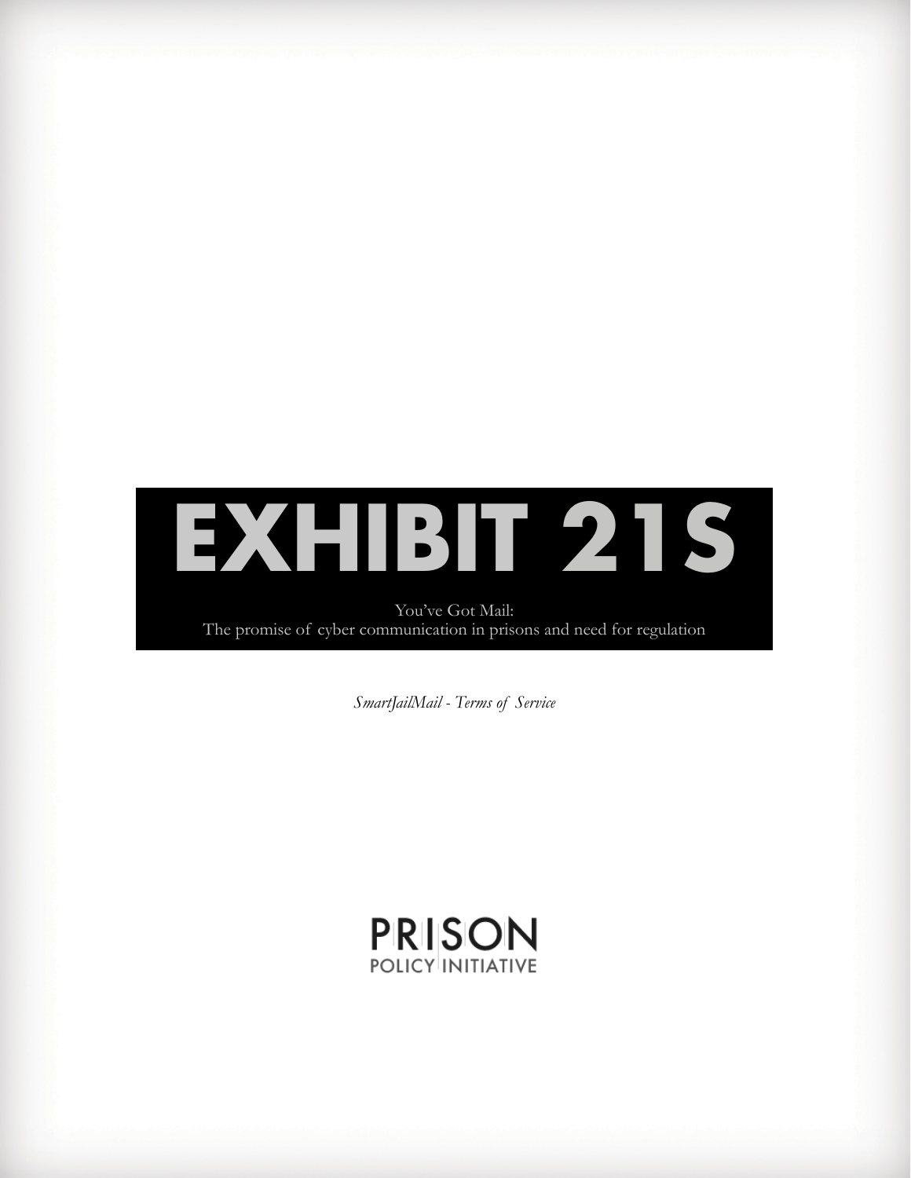# EXHIBIT 21S

You've Got Mail:
The promise of cyber communication in prisons and need for regulation

*SmartJailMail - Terms of Service*

PRISON
POLICY INITIATIVE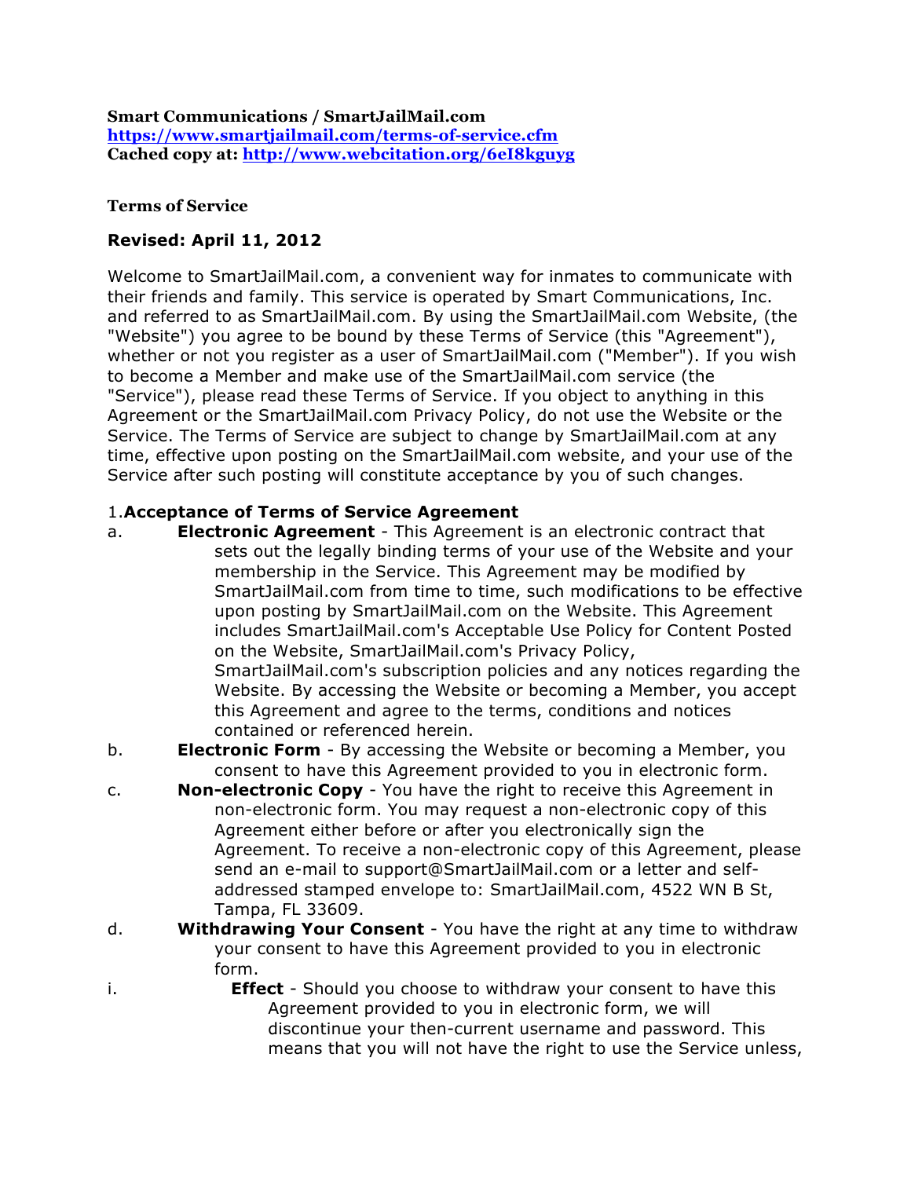**Smart Communications / SmartJailMail.com**
**[https://www.smartjailmail.com/terms-of-service.cfm](https://www.smartjailmail.com/terms-of-service.cfm)**
**Cached copy at: [http://www.webcitation.org/6eI8kguyg](http://www.webcitation.org/6eI8kguyg)**

**Terms of Service**

**Revised: April 11, 2012**

Welcome to SmartJailMail.com, a convenient way for inmates to communicate with their friends and family. This service is operated by Smart Communications, Inc. and referred to as SmartJailMail.com. By using the SmartJailMail.com Website, (the "Website") you agree to be bound by these Terms of Service (this "Agreement"), whether or not you register as a user of SmartJailMail.com ("Member"). If you wish to become a Member and make use of the SmartJailMail.com service (the "Service"), please read these Terms of Service. If you object to anything in this Agreement or the SmartJailMail.com Privacy Policy, do not use the Website or the Service. The Terms of Service are subject to change by SmartJailMail.com at any time, effective upon posting on the SmartJailMail.com website, and your use of the Service after such posting will constitute acceptance by you of such changes.

1.**Acceptance of Terms of Service Agreement**

a. **Electronic Agreement** - This Agreement is an electronic contract that sets out the legally binding terms of your use of the Website and your membership in the Service. This Agreement may be modified by SmartJailMail.com from time to time, such modifications to be effective upon posting by SmartJailMail.com on the Website. This Agreement includes SmartJailMail.com's Acceptable Use Policy for Content Posted on the Website, SmartJailMail.com's Privacy Policy, SmartJailMail.com's subscription policies and any notices regarding the Website. By accessing the Website or becoming a Member, you accept this Agreement and agree to the terms, conditions and notices contained or referenced herein.

b. **Electronic Form** - By accessing the Website or becoming a Member, you consent to have this Agreement provided to you in electronic form.

c. **Non-electronic Copy** - You have the right to receive this Agreement in non-electronic form. You may request a non-electronic copy of this Agreement either before or after you electronically sign the Agreement. To receive a non-electronic copy of this Agreement, please send an e-mail to support@SmartJailMail.com or a letter and self-addressed stamped envelope to: SmartJailMail.com, 4522 WN B St, Tampa, FL 33609.

d. **Withdrawing Your Consent** - You have the right at any time to withdraw your consent to have this Agreement provided to you in electronic form.

i. **Effect** - Should you choose to withdraw your consent to have this Agreement provided to you in electronic form, we will discontinue your then-current username and password. This means that you will not have the right to use the Service unless,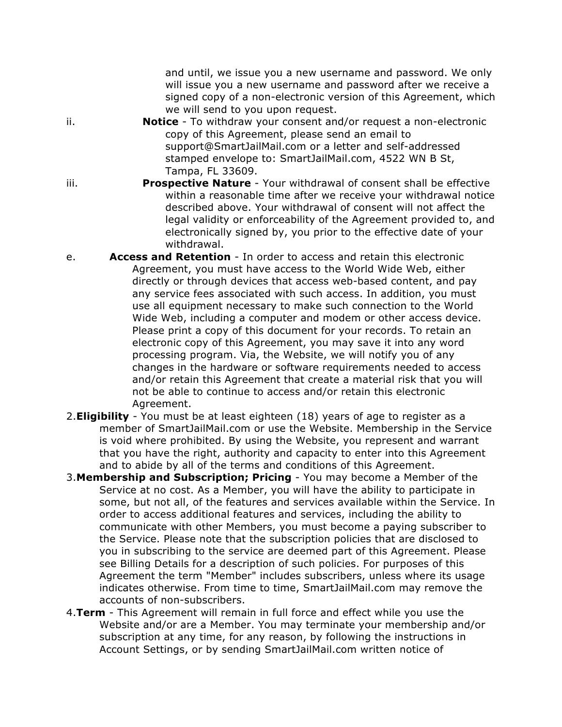and until, we issue you a new username and password. We only will issue you a new username and password after we receive a signed copy of a non-electronic version of this Agreement, which we will send to you upon request.

ii. **Notice** - To withdraw your consent and/or request a non-electronic copy of this Agreement, please send an email to support@SmartJailMail.com or a letter and self-addressed stamped envelope to: SmartJailMail.com, 4522 WN B St, Tampa, FL 33609.

iii. **Prospective Nature** - Your withdrawal of consent shall be effective within a reasonable time after we receive your withdrawal notice described above. Your withdrawal of consent will not affect the legal validity or enforceability of the Agreement provided to, and electronically signed by, you prior to the effective date of your withdrawal.

e. **Access and Retention** - In order to access and retain this electronic Agreement, you must have access to the World Wide Web, either directly or through devices that access web-based content, and pay any service fees associated with such access. In addition, you must use all equipment necessary to make such connection to the World Wide Web, including a computer and modem or other access device. Please print a copy of this document for your records. To retain an electronic copy of this Agreement, you may save it into any word processing program. Via, the Website, we will notify you of any changes in the hardware or software requirements needed to access and/or retain this Agreement that create a material risk that you will not be able to continue to access and/or retain this electronic Agreement.

2. **Eligibility** - You must be at least eighteen (18) years of age to register as a member of SmartJailMail.com or use the Website. Membership in the Service is void where prohibited. By using the Website, you represent and warrant that you have the right, authority and capacity to enter into this Agreement and to abide by all of the terms and conditions of this Agreement.

3. **Membership and Subscription; Pricing** - You may become a Member of the Service at no cost. As a Member, you will have the ability to participate in some, but not all, of the features and services available within the Service. In order to access additional features and services, including the ability to communicate with other Members, you must become a paying subscriber to the Service. Please note that the subscription policies that are disclosed to you in subscribing to the service are deemed part of this Agreement. Please see Billing Details for a description of such policies. For purposes of this Agreement the term "Member" includes subscribers, unless where its usage indicates otherwise. From time to time, SmartJailMail.com may remove the accounts of non-subscribers.

4. **Term** - This Agreement will remain in full force and effect while you use the Website and/or are a Member. You may terminate your membership and/or subscription at any time, for any reason, by following the instructions in Account Settings, or by sending SmartJailMail.com written notice of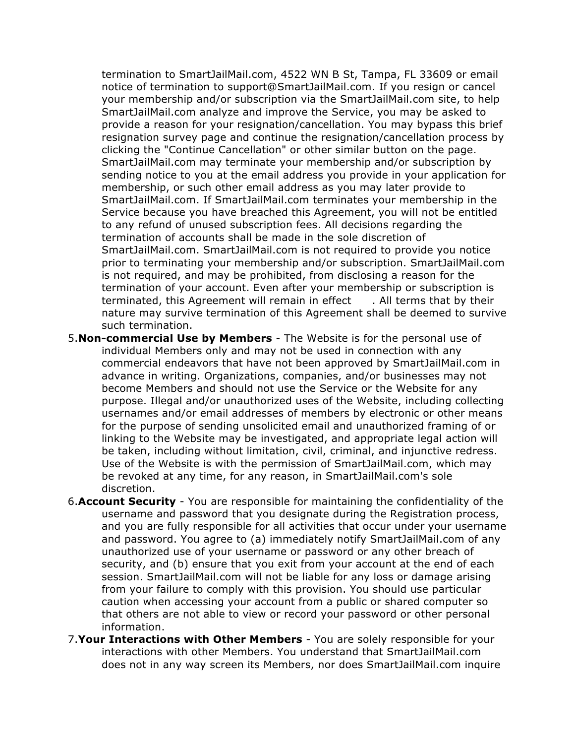termination to SmartJailMail.com, 4522 WN B St, Tampa, FL 33609 or email notice of termination to support@SmartJailMail.com. If you resign or cancel your membership and/or subscription via the SmartJailMail.com site, to help SmartJailMail.com analyze and improve the Service, you may be asked to provide a reason for your resignation/cancellation. You may bypass this brief resignation survey page and continue the resignation/cancellation process by clicking the "Continue Cancellation" or other similar button on the page. SmartJailMail.com may terminate your membership and/or subscription by sending notice to you at the email address you provide in your application for membership, or such other email address as you may later provide to SmartJailMail.com. If SmartJailMail.com terminates your membership in the Service because you have breached this Agreement, you will not be entitled to any refund of unused subscription fees. All decisions regarding the termination of accounts shall be made in the sole discretion of SmartJailMail.com. SmartJailMail.com is not required to provide you notice prior to terminating your membership and/or subscription. SmartJailMail.com is not required, and may be prohibited, from disclosing a reason for the termination of your account. Even after your membership or subscription is terminated, this Agreement will remain in effect . All terms that by their nature may survive termination of this Agreement shall be deemed to survive such termination.

5. **Non-commercial Use by Members** - The Website is for the personal use of individual Members only and may not be used in connection with any commercial endeavors that have not been approved by SmartJailMail.com in advance in writing. Organizations, companies, and/or businesses may not become Members and should not use the Service or the Website for any purpose. Illegal and/or unauthorized uses of the Website, including collecting usernames and/or email addresses of members by electronic or other means for the purpose of sending unsolicited email and unauthorized framing of or linking to the Website may be investigated, and appropriate legal action will be taken, including without limitation, civil, criminal, and injunctive redress. Use of the Website is with the permission of SmartJailMail.com, which may be revoked at any time, for any reason, in SmartJailMail.com's sole discretion.
6. **Account Security** - You are responsible for maintaining the confidentiality of the username and password that you designate during the Registration process, and you are fully responsible for all activities that occur under your username and password. You agree to (a) immediately notify SmartJailMail.com of any unauthorized use of your username or password or any other breach of security, and (b) ensure that you exit from your account at the end of each session. SmartJailMail.com will not be liable for any loss or damage arising from your failure to comply with this provision. You should use particular caution when accessing your account from a public or shared computer so that others are not able to view or record your password or other personal information.
7. **Your Interactions with Other Members** - You are solely responsible for your interactions with other Members. You understand that SmartJailMail.com does not in any way screen its Members, nor does SmartJailMail.com inquire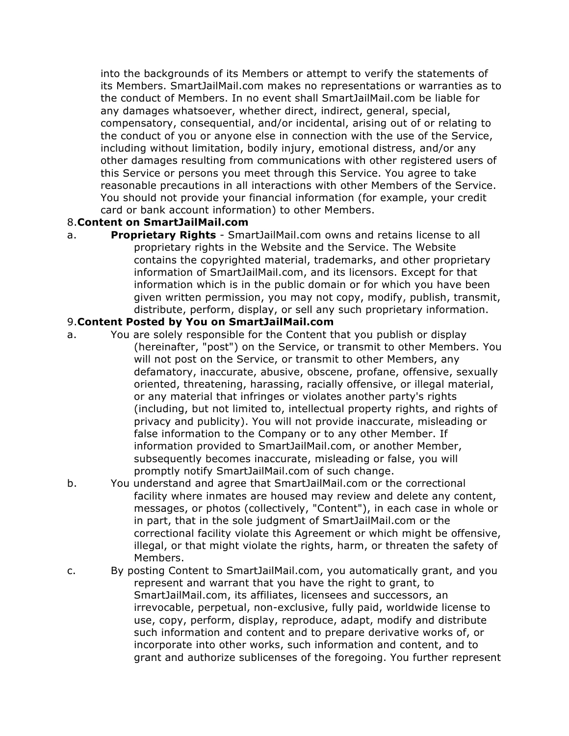into the backgrounds of its Members or attempt to verify the statements of its Members. SmartJailMail.com makes no representations or warranties as to the conduct of Members. In no event shall SmartJailMail.com be liable for any damages whatsoever, whether direct, indirect, general, special, compensatory, consequential, and/or incidental, arising out of or relating to the conduct of you or anyone else in connection with the use of the Service, including without limitation, bodily injury, emotional distress, and/or any other damages resulting from communications with other registered users of this Service or persons you meet through this Service. You agree to take reasonable precautions in all interactions with other Members of the Service. You should not provide your financial information (for example, your credit card or bank account information) to other Members.

8. **Content on SmartJailMail.com**

a. **Proprietary Rights** - SmartJailMail.com owns and retains license to all proprietary rights in the Website and the Service. The Website contains the copyrighted material, trademarks, and other proprietary information of SmartJailMail.com, and its licensors. Except for that information which is in the public domain or for which you have been given written permission, you may not copy, modify, publish, transmit, distribute, perform, display, or sell any such proprietary information.

9. **Content Posted by You on SmartJailMail.com**

a. You are solely responsible for the Content that you publish or display (hereinafter, "post") on the Service, or transmit to other Members. You will not post on the Service, or transmit to other Members, any defamatory, inaccurate, abusive, obscene, profane, offensive, sexually oriented, threatening, harassing, racially offensive, or illegal material, or any material that infringes or violates another party's rights (including, but not limited to, intellectual property rights, and rights of privacy and publicity). You will not provide inaccurate, misleading or false information to the Company or to any other Member. If information provided to SmartJailMail.com, or another Member, subsequently becomes inaccurate, misleading or false, you will promptly notify SmartJailMail.com of such change.

b. You understand and agree that SmartJailMail.com or the correctional facility where inmates are housed may review and delete any content, messages, or photos (collectively, "Content"), in each case in whole or in part, that in the sole judgment of SmartJailMail.com or the correctional facility violate this Agreement or which might be offensive, illegal, or that might violate the rights, harm, or threaten the safety of Members.

c. By posting Content to SmartJailMail.com, you automatically grant, and you represent and warrant that you have the right to grant, to SmartJailMail.com, its affiliates, licensees and successors, an irrevocable, perpetual, non-exclusive, fully paid, worldwide license to use, copy, perform, display, reproduce, adapt, modify and distribute such information and content and to prepare derivative works of, or incorporate into other works, such information and content, and to grant and authorize sublicenses of the foregoing. You further represent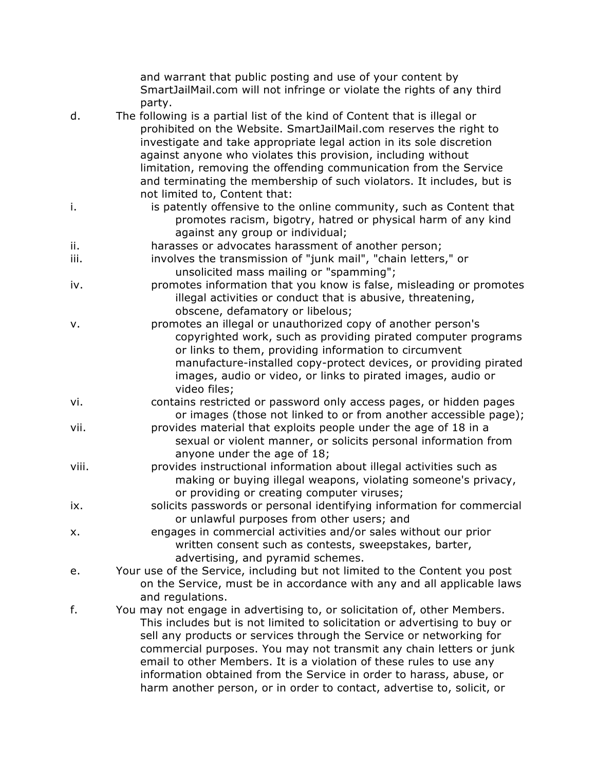and warrant that public posting and use of your content by SmartJailMail.com will not infringe or violate the rights of any third party.

d. The following is a partial list of the kind of Content that is illegal or prohibited on the Website. SmartJailMail.com reserves the right to investigate and take appropriate legal action in its sole discretion against anyone who violates this provision, including without limitation, removing the offending communication from the Service and terminating the membership of such violators. It includes, but is not limited to, Content that:

    i. is patently offensive to the online community, such as Content that promotes racism, bigotry, hatred or physical harm of any kind against any group or individual;
    ii. harasses or advocates harassment of another person;
    iii. involves the transmission of "junk mail", "chain letters," or unsolicited mass mailing or "spamming";
    iv. promotes information that you know is false, misleading or promotes illegal activities or conduct that is abusive, threatening, obscene, defamatory or libelous;
    v. promotes an illegal or unauthorized copy of another person's copyrighted work, such as providing pirated computer programs or links to them, providing information to circumvent manufacture-installed copy-protect devices, or providing pirated images, audio or video, or links to pirated images, audio or video files;
    vi. contains restricted or password only access pages, or hidden pages or images (those not linked to or from another accessible page);
    vii. provides material that exploits people under the age of 18 in a sexual or violent manner, or solicits personal information from anyone under the age of 18;
    viii. provides instructional information about illegal activities such as making or buying illegal weapons, violating someone's privacy, or providing or creating computer viruses;
    ix. solicits passwords or personal identifying information for commercial or unlawful purposes from other users; and
    x. engages in commercial activities and/or sales without our prior written consent such as contests, sweepstakes, barter, advertising, and pyramid schemes.

e. Your use of the Service, including but not limited to the Content you post on the Service, must be in accordance with any and all applicable laws and regulations.

f. You may not engage in advertising to, or solicitation of, other Members. This includes but is not limited to solicitation or advertising to buy or sell any products or services through the Service or networking for commercial purposes. You may not transmit any chain letters or junk email to other Members. It is a violation of these rules to use any information obtained from the Service in order to harass, abuse, or harm another person, or in order to contact, advertise to, solicit, or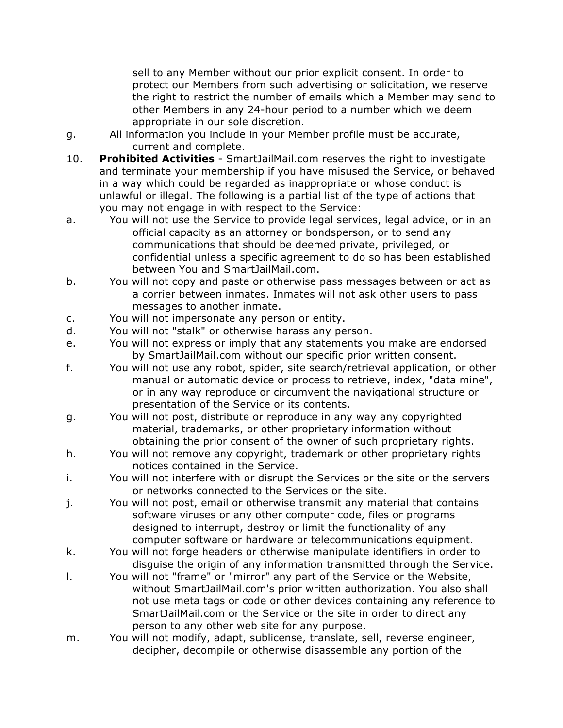sell to any Member without our prior explicit consent. In order to protect our Members from such advertising or solicitation, we reserve the right to restrict the number of emails which a Member may send to other Members in any 24-hour period to a number which we deem appropriate in our sole discretion.

g. All information you include in your Member profile must be accurate, current and complete.

10. **Prohibited Activities** - SmartJailMail.com reserves the right to investigate and terminate your membership if you have misused the Service, or behaved in a way which could be regarded as inappropriate or whose conduct is unlawful or illegal. The following is a partial list of the type of actions that you may not engage in with respect to the Service:

a. You will not use the Service to provide legal services, legal advice, or in an official capacity as an attorney or bondsperson, or to send any communications that should be deemed private, privileged, or confidential unless a specific agreement to do so has been established between You and SmartJailMail.com.

b. You will not copy and paste or otherwise pass messages between or act as a corrier between inmates. Inmates will not ask other users to pass messages to another inmate.

c. You will not impersonate any person or entity.

d. You will not "stalk" or otherwise harass any person.

e. You will not express or imply that any statements you make are endorsed by SmartJailMail.com without our specific prior written consent.

f. You will not use any robot, spider, site search/retrieval application, or other manual or automatic device or process to retrieve, index, "data mine", or in any way reproduce or circumvent the navigational structure or presentation of the Service or its contents.

g. You will not post, distribute or reproduce in any way any copyrighted material, trademarks, or other proprietary information without obtaining the prior consent of the owner of such proprietary rights.

h. You will not remove any copyright, trademark or other proprietary rights notices contained in the Service.

i. You will not interfere with or disrupt the Services or the site or the servers or networks connected to the Services or the site.

j. You will not post, email or otherwise transmit any material that contains software viruses or any other computer code, files or programs designed to interrupt, destroy or limit the functionality of any computer software or hardware or telecommunications equipment.

k. You will not forge headers or otherwise manipulate identifiers in order to disguise the origin of any information transmitted through the Service.

l. You will not "frame" or "mirror" any part of the Service or the Website, without SmartJailMail.com's prior written authorization. You also shall not use meta tags or code or other devices containing any reference to SmartJailMail.com or the Service or the site in order to direct any person to any other web site for any purpose.

m. You will not modify, adapt, sublicense, translate, sell, reverse engineer, decipher, decompile or otherwise disassemble any portion of the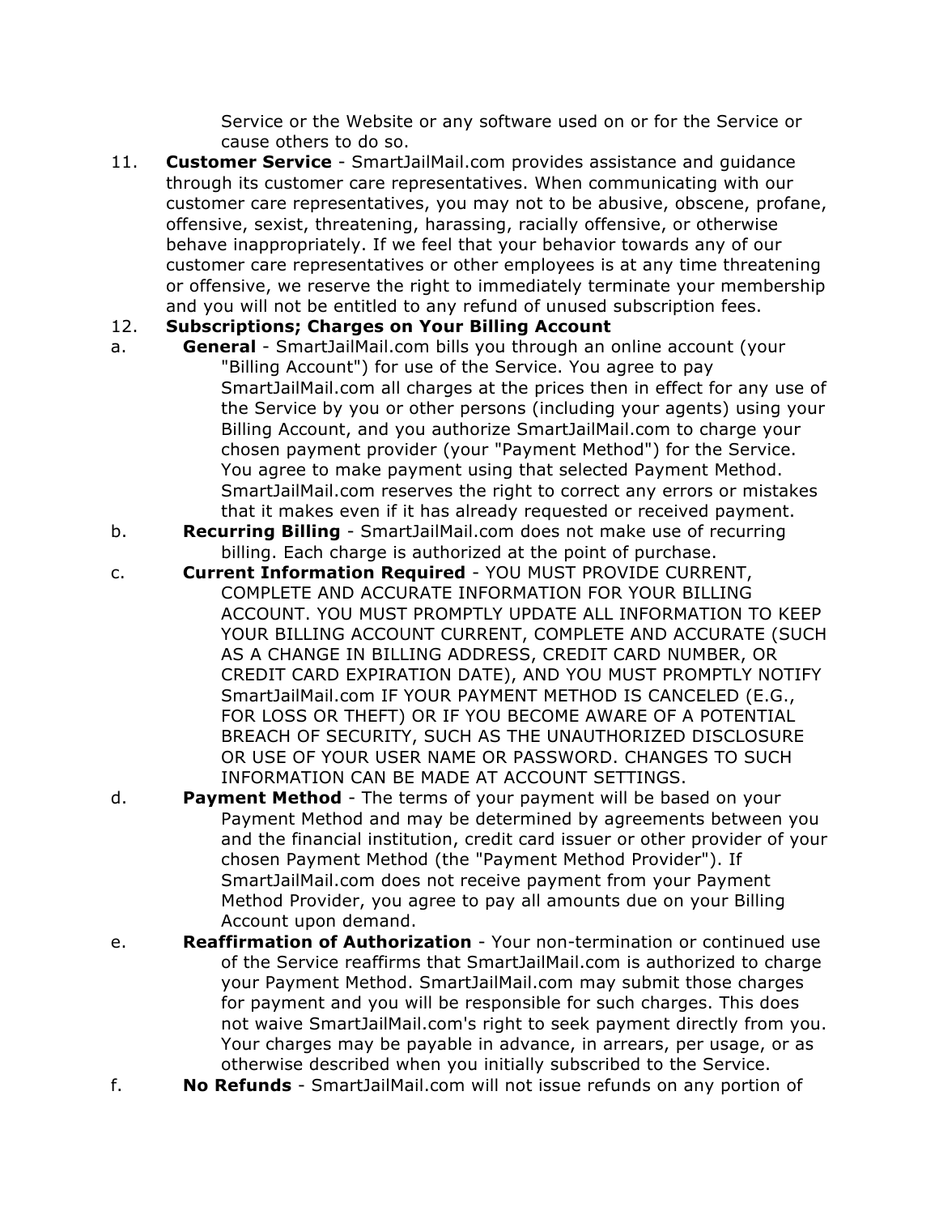Service or the Website or any software used on or for the Service or cause others to do so.

11. **Customer Service** - SmartJailMail.com provides assistance and guidance through its customer care representatives. When communicating with our customer care representatives, you may not to be abusive, obscene, profane, offensive, sexist, threatening, harassing, racially offensive, or otherwise behave inappropriately. If we feel that your behavior towards any of our customer care representatives or other employees is at any time threatening or offensive, we reserve the right to immediately terminate your membership and you will not be entitled to any refund of unused subscription fees.

12. **Subscriptions; Charges on Your Billing Account**

a. **General** - SmartJailMail.com bills you through an online account (your "Billing Account") for use of the Service. You agree to pay SmartJailMail.com all charges at the prices then in effect for any use of the Service by you or other persons (including your agents) using your Billing Account, and you authorize SmartJailMail.com to charge your chosen payment provider (your "Payment Method") for the Service. You agree to make payment using that selected Payment Method. SmartJailMail.com reserves the right to correct any errors or mistakes that it makes even if it has already requested or received payment.

b. **Recurring Billing** - SmartJailMail.com does not make use of recurring billing. Each charge is authorized at the point of purchase.

c. **Current Information Required** - YOU MUST PROVIDE CURRENT, COMPLETE AND ACCURATE INFORMATION FOR YOUR BILLING ACCOUNT. YOU MUST PROMPTLY UPDATE ALL INFORMATION TO KEEP YOUR BILLING ACCOUNT CURRENT, COMPLETE AND ACCURATE (SUCH AS A CHANGE IN BILLING ADDRESS, CREDIT CARD NUMBER, OR CREDIT CARD EXPIRATION DATE), AND YOU MUST PROMPTLY NOTIFY SmartJailMail.com IF YOUR PAYMENT METHOD IS CANCELED (E.G., FOR LOSS OR THEFT) OR IF YOU BECOME AWARE OF A POTENTIAL BREACH OF SECURITY, SUCH AS THE UNAUTHORIZED DISCLOSURE OR USE OF YOUR USER NAME OR PASSWORD. CHANGES TO SUCH INFORMATION CAN BE MADE AT ACCOUNT SETTINGS.

d. **Payment Method** - The terms of your payment will be based on your Payment Method and may be determined by agreements between you and the financial institution, credit card issuer or other provider of your chosen Payment Method (the "Payment Method Provider"). If SmartJailMail.com does not receive payment from your Payment Method Provider, you agree to pay all amounts due on your Billing Account upon demand.

e. **Reaffirmation of Authorization** - Your non-termination or continued use of the Service reaffirms that SmartJailMail.com is authorized to charge your Payment Method. SmartJailMail.com may submit those charges for payment and you will be responsible for such charges. This does not waive SmartJailMail.com's right to seek payment directly from you. Your charges may be payable in advance, in arrears, per usage, or as otherwise described when you initially subscribed to the Service.

f. **No Refunds** - SmartJailMail.com will not issue refunds on any portion of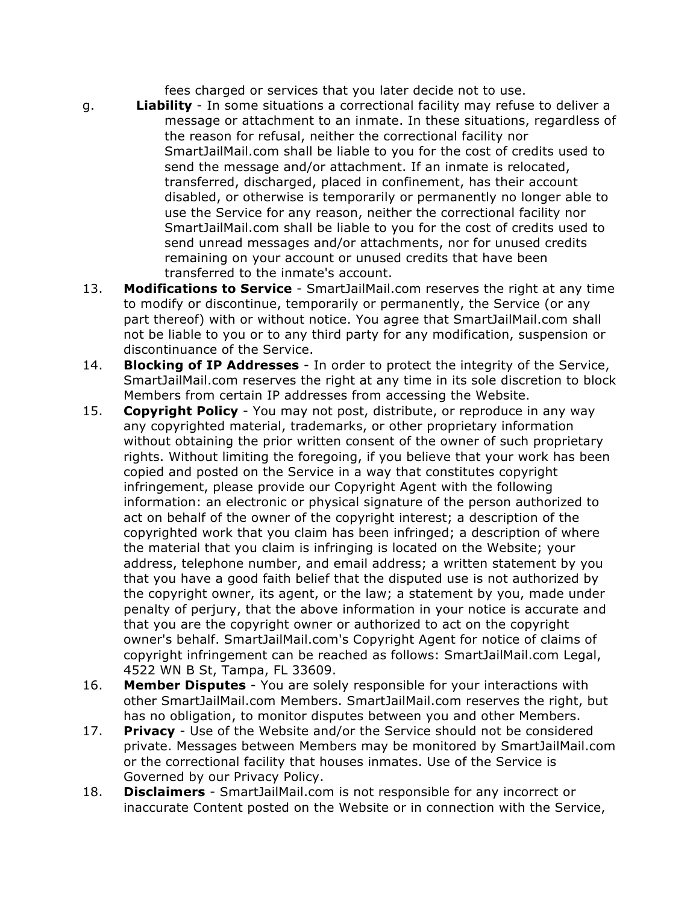fees charged or services that you later decide not to use.

g. **Liability** - In some situations a correctional facility may refuse to deliver a message or attachment to an inmate. In these situations, regardless of the reason for refusal, neither the correctional facility nor SmartJailMail.com shall be liable to you for the cost of credits used to send the message and/or attachment. If an inmate is relocated, transferred, discharged, placed in confinement, has their account disabled, or otherwise is temporarily or permanently no longer able to use the Service for any reason, neither the correctional facility nor SmartJailMail.com shall be liable to you for the cost of credits used to send unread messages and/or attachments, nor for unused credits remaining on your account or unused credits that have been transferred to the inmate's account.

13. **Modifications to Service** - SmartJailMail.com reserves the right at any time to modify or discontinue, temporarily or permanently, the Service (or any part thereof) with or without notice. You agree that SmartJailMail.com shall not be liable to you or to any third party for any modification, suspension or discontinuance of the Service.

14. **Blocking of IP Addresses** - In order to protect the integrity of the Service, SmartJailMail.com reserves the right at any time in its sole discretion to block Members from certain IP addresses from accessing the Website.

15. **Copyright Policy** - You may not post, distribute, or reproduce in any way any copyrighted material, trademarks, or other proprietary information without obtaining the prior written consent of the owner of such proprietary rights. Without limiting the foregoing, if you believe that your work has been copied and posted on the Service in a way that constitutes copyright infringement, please provide our Copyright Agent with the following information: an electronic or physical signature of the person authorized to act on behalf of the owner of the copyright interest; a description of the copyrighted work that you claim has been infringed; a description of where the material that you claim is infringing is located on the Website; your address, telephone number, and email address; a written statement by you that you have a good faith belief that the disputed use is not authorized by the copyright owner, its agent, or the law; a statement by you, made under penalty of perjury, that the above information in your notice is accurate and that you are the copyright owner or authorized to act on the copyright owner's behalf. SmartJailMail.com's Copyright Agent for notice of claims of copyright infringement can be reached as follows: SmartJailMail.com Legal, 4522 WN B St, Tampa, FL 33609.

16. **Member Disputes** - You are solely responsible for your interactions with other SmartJailMail.com Members. SmartJailMail.com reserves the right, but has no obligation, to monitor disputes between you and other Members.

17. **Privacy** - Use of the Website and/or the Service should not be considered private. Messages between Members may be monitored by SmartJailMail.com or the correctional facility that houses inmates. Use of the Service is Governed by our Privacy Policy.

18. **Disclaimers** - SmartJailMail.com is not responsible for any incorrect or inaccurate Content posted on the Website or in connection with the Service,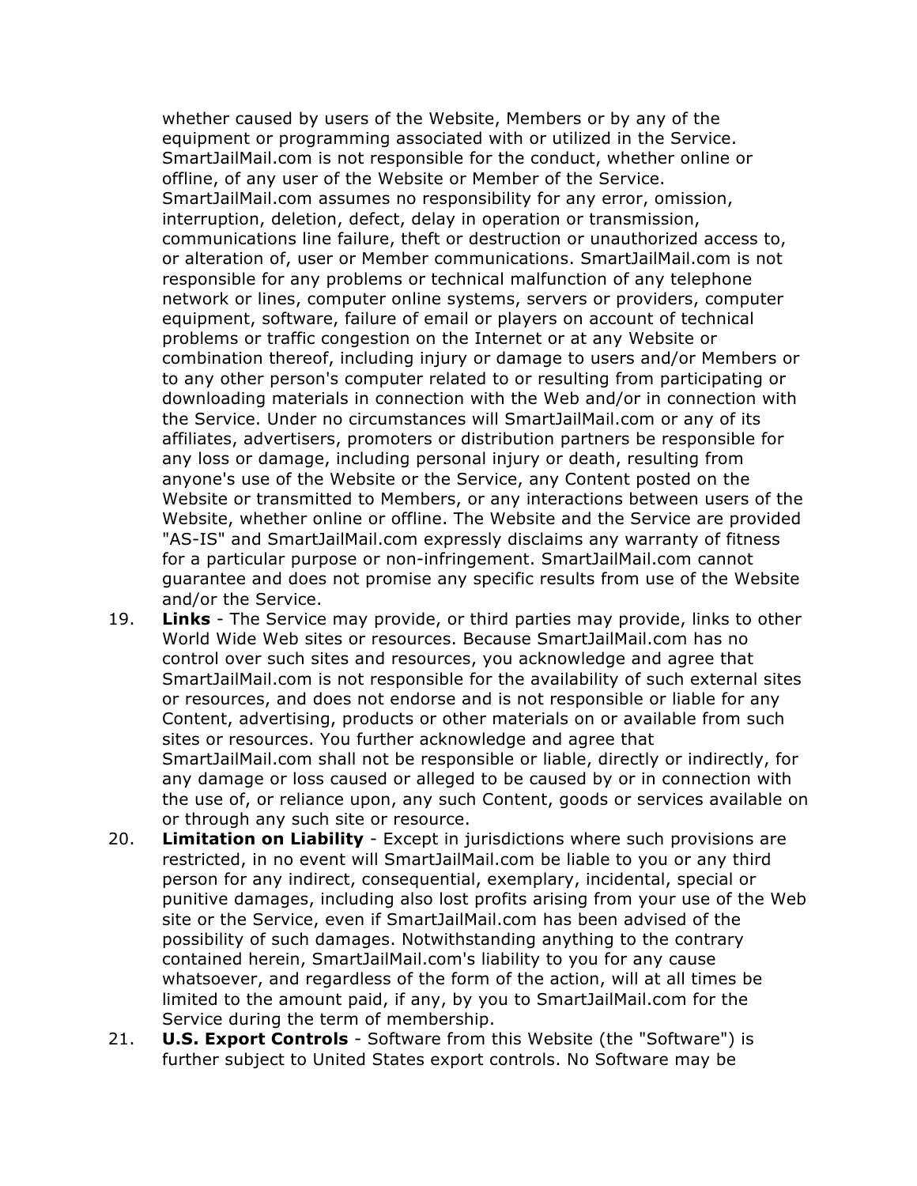whether caused by users of the Website, Members or by any of the equipment or programming associated with or utilized in the Service. SmartJailMail.com is not responsible for the conduct, whether online or offline, of any user of the Website or Member of the Service. SmartJailMail.com assumes no responsibility for any error, omission, interruption, deletion, defect, delay in operation or transmission, communications line failure, theft or destruction or unauthorized access to, or alteration of, user or Member communications. SmartJailMail.com is not responsible for any problems or technical malfunction of any telephone network or lines, computer online systems, servers or providers, computer equipment, software, failure of email or players on account of technical problems or traffic congestion on the Internet or at any Website or combination thereof, including injury or damage to users and/or Members or to any other person's computer related to or resulting from participating or downloading materials in connection with the Web and/or in connection with the Service. Under no circumstances will SmartJailMail.com or any of its affiliates, advertisers, promoters or distribution partners be responsible for any loss or damage, including personal injury or death, resulting from anyone's use of the Website or the Service, any Content posted on the Website or transmitted to Members, or any interactions between users of the Website, whether online or offline. The Website and the Service are provided "AS-IS" and SmartJailMail.com expressly disclaims any warranty of fitness for a particular purpose or non-infringement. SmartJailMail.com cannot guarantee and does not promise any specific results from use of the Website and/or the Service.

19. **Links** - The Service may provide, or third parties may provide, links to other World Wide Web sites or resources. Because SmartJailMail.com has no control over such sites and resources, you acknowledge and agree that SmartJailMail.com is not responsible for the availability of such external sites or resources, and does not endorse and is not responsible or liable for any Content, advertising, products or other materials on or available from such sites or resources. You further acknowledge and agree that SmartJailMail.com shall not be responsible or liable, directly or indirectly, for any damage or loss caused or alleged to be caused by or in connection with the use of, or reliance upon, any such Content, goods or services available on or through any such site or resource.
20. **Limitation on Liability** - Except in jurisdictions where such provisions are restricted, in no event will SmartJailMail.com be liable to you or any third person for any indirect, consequential, exemplary, incidental, special or punitive damages, including also lost profits arising from your use of the Web site or the Service, even if SmartJailMail.com has been advised of the possibility of such damages. Notwithstanding anything to the contrary contained herein, SmartJailMail.com's liability to you for any cause whatsoever, and regardless of the form of the action, will at all times be limited to the amount paid, if any, by you to SmartJailMail.com for the Service during the term of membership.
21. **U.S. Export Controls** - Software from this Website (the "Software") is further subject to United States export controls. No Software may be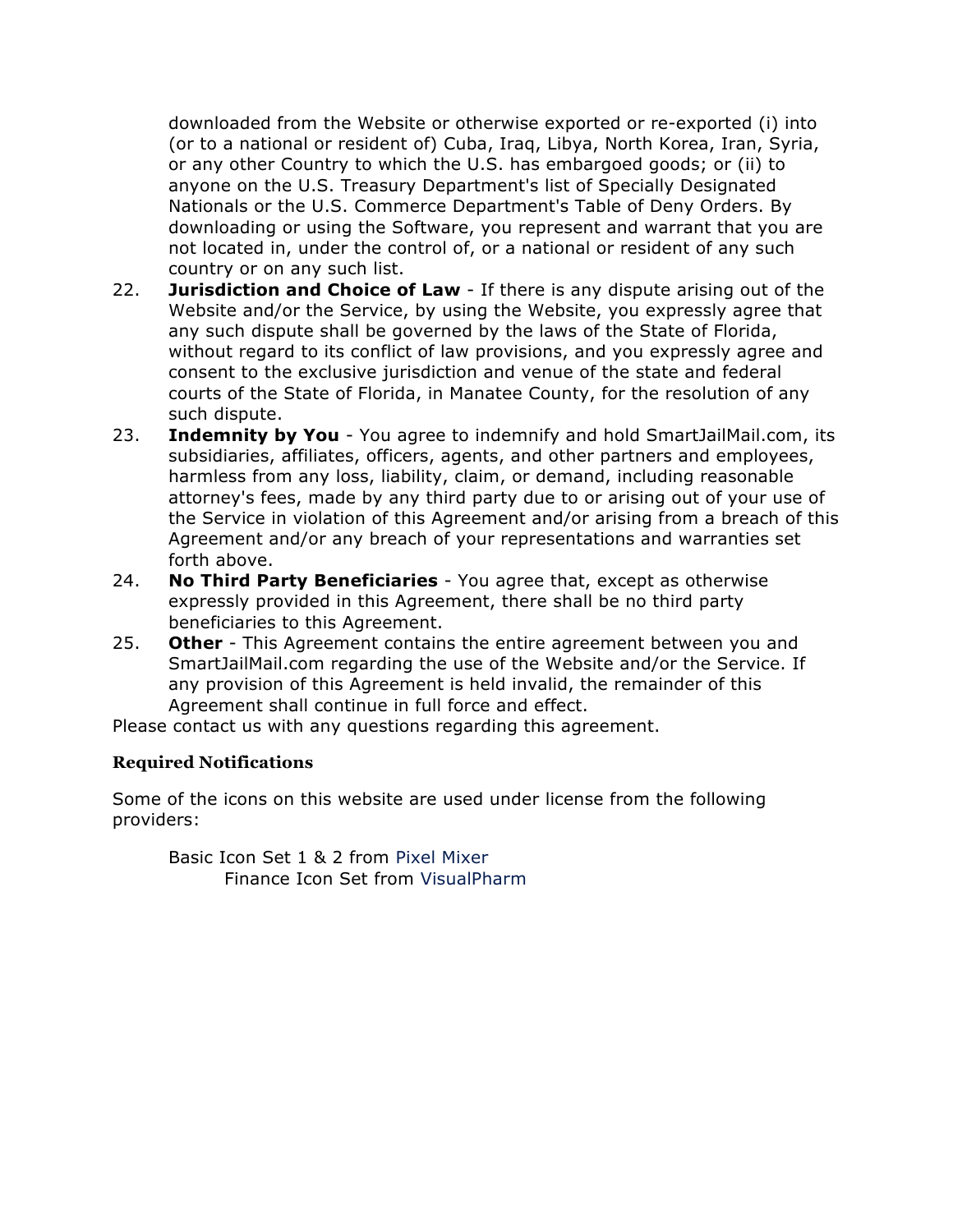downloaded from the Website or otherwise exported or re-exported (i) into (or to a national or resident of) Cuba, Iraq, Libya, North Korea, Iran, Syria, or any other Country to which the U.S. has embargoed goods; or (ii) to anyone on the U.S. Treasury Department's list of Specially Designated Nationals or the U.S. Commerce Department's Table of Deny Orders. By downloading or using the Software, you represent and warrant that you are not located in, under the control of, or a national or resident of any such country or on any such list.

22. **Jurisdiction and Choice of Law** - If there is any dispute arising out of the Website and/or the Service, by using the Website, you expressly agree that any such dispute shall be governed by the laws of the State of Florida, without regard to its conflict of law provisions, and you expressly agree and consent to the exclusive jurisdiction and venue of the state and federal courts of the State of Florida, in Manatee County, for the resolution of any such dispute.
23. **Indemnity by You** - You agree to indemnify and hold SmartJailMail.com, its subsidiaries, affiliates, officers, agents, and other partners and employees, harmless from any loss, liability, claim, or demand, including reasonable attorney's fees, made by any third party due to or arising out of your use of the Service in violation of this Agreement and/or arising from a breach of this Agreement and/or any breach of your representations and warranties set forth above.
24. **No Third Party Beneficiaries** - You agree that, except as otherwise expressly provided in this Agreement, there shall be no third party beneficiaries to this Agreement.
25. **Other** - This Agreement contains the entire agreement between you and SmartJailMail.com regarding the use of the Website and/or the Service. If any provision of this Agreement is held invalid, the remainder of this Agreement shall continue in full force and effect.

Please contact us with any questions regarding this agreement.

**Required Notifications**

Some of the icons on this website are used under license from the following providers:

Basic Icon Set 1 & 2 from Pixel Mixer

Finance Icon Set from VisualPharm